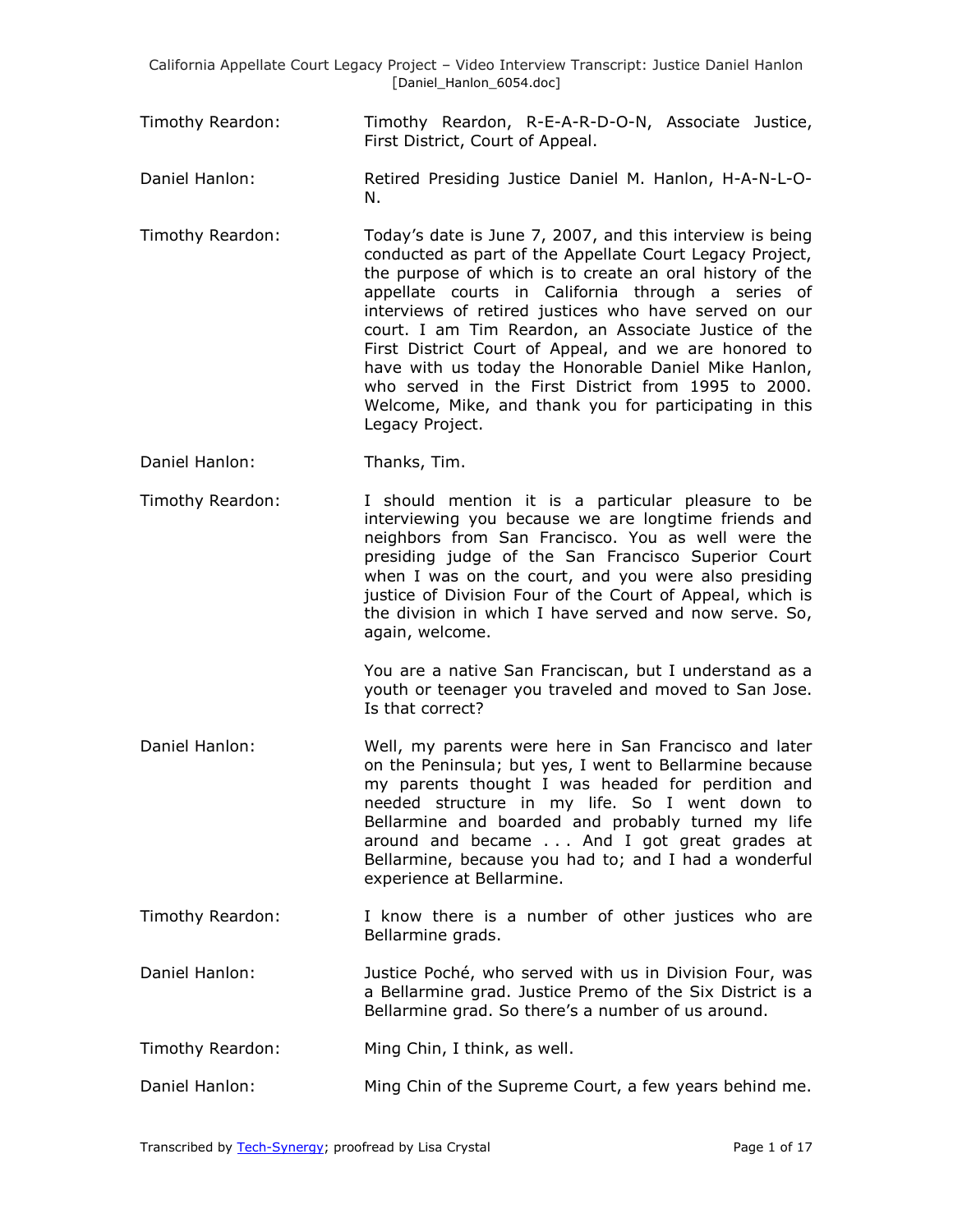Timothy Reardon: Timothy Reardon, R-E-A-R-D-O-N, Associate Justice, First District, Court of Appeal.

Daniel Hanlon: Retired Presiding Justice Daniel M. Hanlon, H-A-N-L-O-N.

Timothy Reardon: Today's date is June 7, 2007, and this interview is being conducted as part of the Appellate Court Legacy Project, the purpose of which is to create an oral history of the appellate courts in California through a series of interviews of retired justices who have served on our court. I am Tim Reardon, an Associate Justice of the First District Court of Appeal, and we are honored to have with us today the Honorable Daniel Mike Hanlon, who served in the First District from 1995 to 2000. Welcome, Mike, and thank you for participating in this Legacy Project.

Daniel Hanlon: Thanks, Tim.

Timothy Reardon: I should mention it is a particular pleasure to be interviewing you because we are longtime friends and neighbors from San Francisco. You as well were the presiding judge of the San Francisco Superior Court when I was on the court, and you were also presiding justice of Division Four of the Court of Appeal, which is the division in which I have served and now serve. So, again, welcome.

You are a native San Franciscan, but I understand as a youth or teenager you traveled and moved to San Jose. Is that correct?

Daniel Hanlon: Well, my parents were here in San Francisco and later on the Peninsula; but yes, I went to Bellarmine because my parents thought I was headed for perdition and needed structure in my life. So I went down to Bellarmine and boarded and probably turned my life around and became . . . And I got great grades at Bellarmine, because you had to; and I had a wonderful experience at Bellarmine.

Timothy Reardon: I know there is a number of other justices who are Bellarmine grads.

Daniel Hanlon: Justice Poché, who served with us in Division Four, was a Bellarmine grad. Justice Premo of the Six District is a Bellarmine grad. So there's a number of us around.

Timothy Reardon: Ming Chin, I think, as well.

Daniel Hanlon: Ming Chin of the Supreme Court, a few years behind me.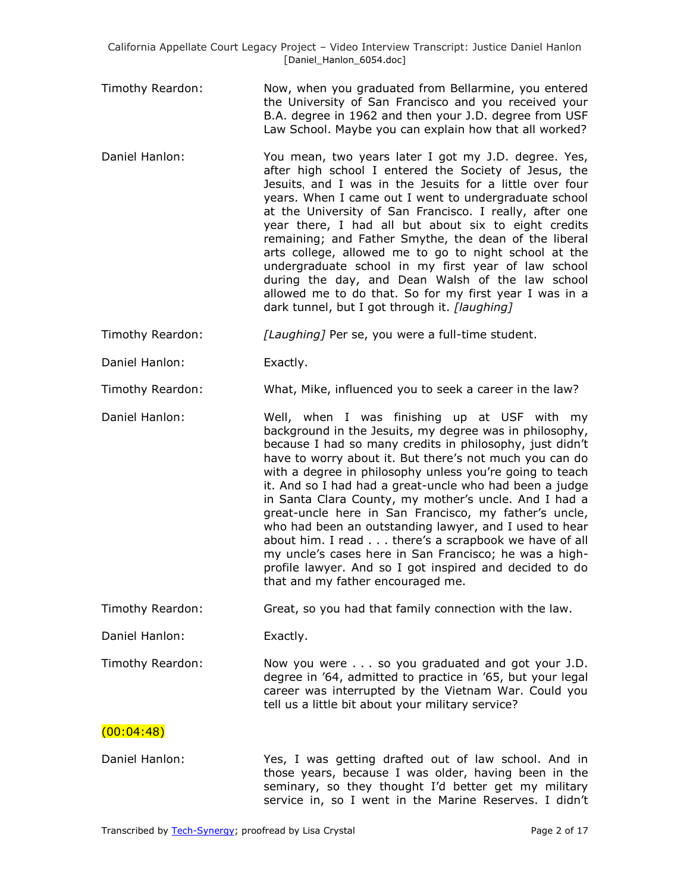Timothy Reardon: Now, when you graduated from Bellarmine, you entered the University of San Francisco and you received your B.A. degree in 1962 and then your J.D. degree from USF Law School. Maybe you can explain how that all worked?

Daniel Hanlon: You mean, two years later I got my J.D. degree. Yes, after high school I entered the Society of Jesus, the Jesuits, and I was in the Jesuits for a little over four years. When I came out I went to undergraduate school at the University of San Francisco. I really, after one year there, I had all but about six to eight credits remaining; and Father Smythe, the dean of the liberal arts college, allowed me to go to night school at the undergraduate school in my first year of law school during the day, and Dean Walsh of the law school allowed me to do that. So for my first year I was in a dark tunnel, but I got through it. *[laughing]*

Timothy Reardon: *[Laughing]* Per se, you were a full-time student.

Daniel Hanlon: Exactly.

Timothy Reardon: What, Mike, influenced you to seek a career in the law?

Daniel Hanlon: Well, when I was finishing up at USF with my background in the Jesuits, my degree was in philosophy, because I had so many credits in philosophy, just didn't have to worry about it. But there's not much you can do with a degree in philosophy unless you're going to teach it. And so I had had a great-uncle who had been a judge in Santa Clara County, my mother's uncle. And I had a great-uncle here in San Francisco, my father's uncle, who had been an outstanding lawyer, and I used to hear about him. I read . . . there's a scrapbook we have of all my uncle's cases here in San Francisco; he was a high-profile lawyer. And so I got inspired and decided to do that and my father encouraged me.

Timothy Reardon: Great, so you had that family connection with the law.

Daniel Hanlon: Exactly.

Timothy Reardon: Now you were . . . so you graduated and got your J.D. degree in '64, admitted to practice in '65, but your legal career was interrupted by the Vietnam War. Could you tell us a little bit about your military service?

(00:04:48)

Daniel Hanlon: Yes, I was getting drafted out of law school. And in those years, because I was older, having been in the seminary, so they thought I'd better get my military service in, so I went in the Marine Reserves. I didn't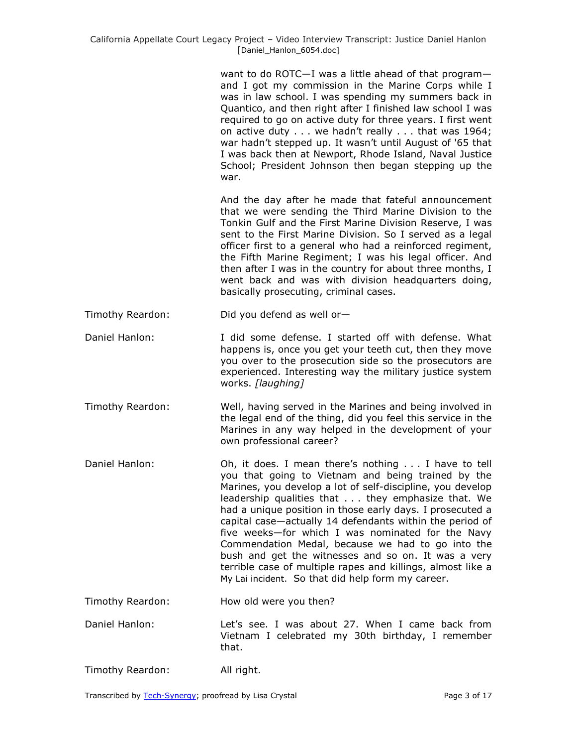want to do ROTC—I was a little ahead of that program—and I got my commission in the Marine Corps while I was in law school. I was spending my summers back in Quantico, and then right after I finished law school I was required to go on active duty for three years. I first went on active duty . . . we hadn't really . . . that was 1964; war hadn't stepped up. It wasn't until August of '65 that I was back then at Newport, Rhode Island, Naval Justice School; President Johnson then began stepping up the war.

And the day after he made that fateful announcement that we were sending the Third Marine Division to the Tonkin Gulf and the First Marine Division Reserve, I was sent to the First Marine Division. So I served as a legal officer first to a general who had a reinforced regiment, the Fifth Marine Regiment; I was his legal officer. And then after I was in the country for about three months, I went back and was with division headquarters doing, basically prosecuting, criminal cases.

Timothy Reardon: Did you defend as well or—

Daniel Hanlon: I did some defense. I started off with defense. What happens is, once you get your teeth cut, then they move you over to the prosecution side so the prosecutors are experienced. Interesting way the military justice system works. *[laughing]*

Timothy Reardon: Well, having served in the Marines and being involved in the legal end of the thing, did you feel this service in the Marines in any way helped in the development of your own professional career?

Daniel Hanlon: Oh, it does. I mean there's nothing . . . I have to tell you that going to Vietnam and being trained by the Marines, you develop a lot of self-discipline, you develop leadership qualities that . . . they emphasize that. We had a unique position in those early days. I prosecuted a capital case—actually 14 defendants within the period of five weeks—for which I was nominated for the Navy Commendation Medal, because we had to go into the bush and get the witnesses and so on. It was a very terrible case of multiple rapes and killings, almost like a My Lai incident. So that did help form my career.

Timothy Reardon: How old were you then?

Daniel Hanlon: Let's see. I was about 27. When I came back from Vietnam I celebrated my 30th birthday, I remember that.

Timothy Reardon: All right.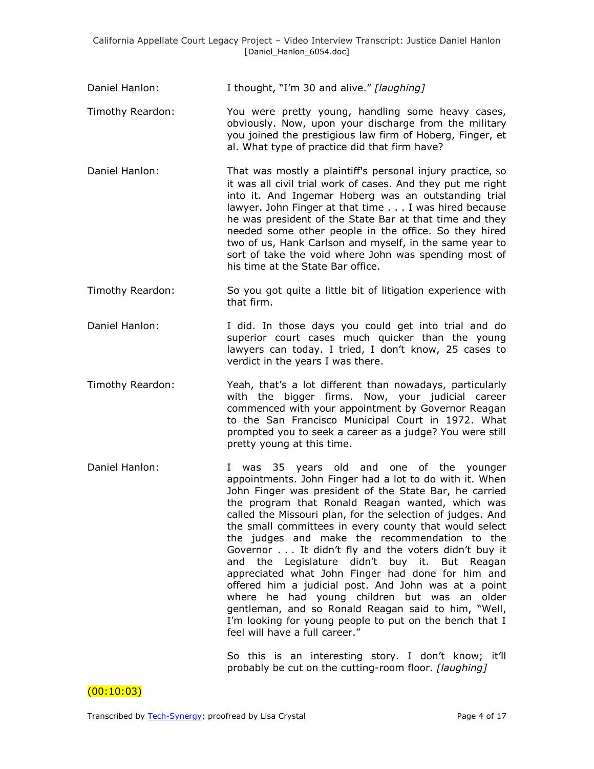Daniel Hanlon: I thought, "I'm 30 and alive." *[laughing]*

Timothy Reardon: You were pretty young, handling some heavy cases, obviously. Now, upon your discharge from the military you joined the prestigious law firm of Hoberg, Finger, et al. What type of practice did that firm have?

Daniel Hanlon: That was mostly a plaintiff's personal injury practice, so it was all civil trial work of cases. And they put me right into it. And Ingemar Hoberg was an outstanding trial lawyer. John Finger at that time . . . I was hired because he was president of the State Bar at that time and they needed some other people in the office. So they hired two of us, Hank Carlson and myself, in the same year to sort of take the void where John was spending most of his time at the State Bar office.

Timothy Reardon: So you got quite a little bit of litigation experience with that firm.

Daniel Hanlon: I did. In those days you could get into trial and do superior court cases much quicker than the young lawyers can today. I tried, I don't know, 25 cases to verdict in the years I was there.

Timothy Reardon: Yeah, that's a lot different than nowadays, particularly with the bigger firms. Now, your judicial career commenced with your appointment by Governor Reagan to the San Francisco Municipal Court in 1972. What prompted you to seek a career as a judge? You were still pretty young at this time.

Daniel Hanlon: I was 35 years old and one of the younger appointments. John Finger had a lot to do with it. When John Finger was president of the State Bar, he carried the program that Ronald Reagan wanted, which was called the Missouri plan, for the selection of judges. And the small committees in every county that would select the judges and make the recommendation to the Governor . . . It didn't fly and the voters didn't buy it and the Legislature didn't buy it. But Reagan appreciated what John Finger had done for him and offered him a judicial post. And John was at a point where he had young children but was an older gentleman, and so Ronald Reagan said to him, "Well, I'm looking for young people to put on the bench that I feel will have a full career."

So this is an interesting story. I don't know; it'll probably be cut on the cutting-room floor. *[laughing]*

(00:10:03)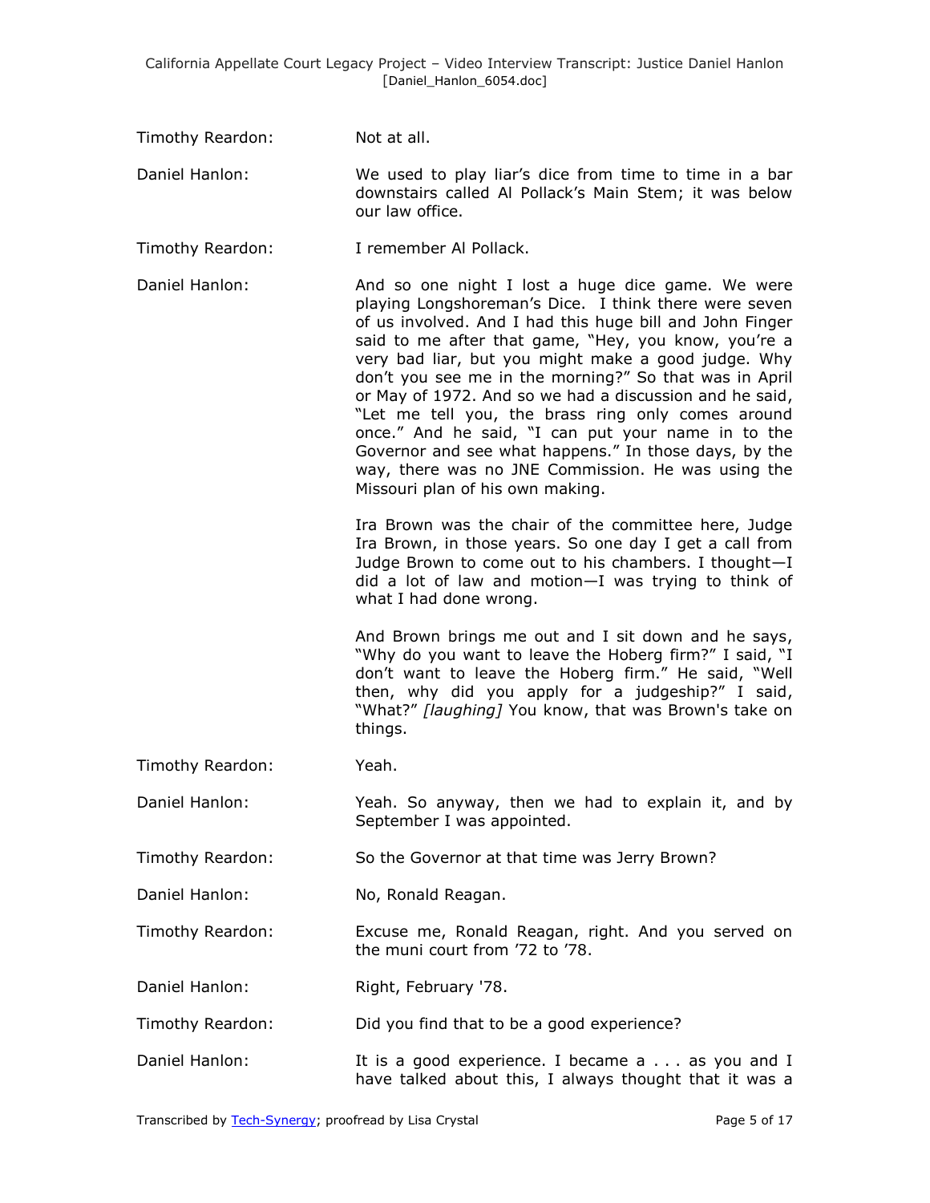Timothy Reardon: Not at all.

Daniel Hanlon: We used to play liar's dice from time to time in a bar downstairs called Al Pollack's Main Stem; it was below our law office.

Timothy Reardon: I remember Al Pollack.

Daniel Hanlon: And so one night I lost a huge dice game. We were playing Longshoreman's Dice. I think there were seven of us involved. And I had this huge bill and John Finger said to me after that game, "Hey, you know, you're a very bad liar, but you might make a good judge. Why don't you see me in the morning?" So that was in April or May of 1972. And so we had a discussion and he said, "Let me tell you, the brass ring only comes around once." And he said, "I can put your name in to the Governor and see what happens." In those days, by the way, there was no JNE Commission. He was using the Missouri plan of his own making.

Ira Brown was the chair of the committee here, Judge Ira Brown, in those years. So one day I get a call from Judge Brown to come out to his chambers. I thought—I did a lot of law and motion—I was trying to think of what I had done wrong.

And Brown brings me out and I sit down and he says, "Why do you want to leave the Hoberg firm?" I said, "I don't want to leave the Hoberg firm." He said, "Well then, why did you apply for a judgeship?" I said, "What?" *[laughing]* You know, that was Brown's take on things.

Timothy Reardon: Yeah.

Daniel Hanlon: Yeah. So anyway, then we had to explain it, and by September I was appointed.

Timothy Reardon: So the Governor at that time was Jerry Brown?

Daniel Hanlon: No, Ronald Reagan.

Timothy Reardon: Excuse me, Ronald Reagan, right. And you served on the muni court from '72 to '78.

Daniel Hanlon: Right, February '78.

Timothy Reardon: Did you find that to be a good experience?

Daniel Hanlon: It is a good experience. I became a . . . as you and I have talked about this, I always thought that it was a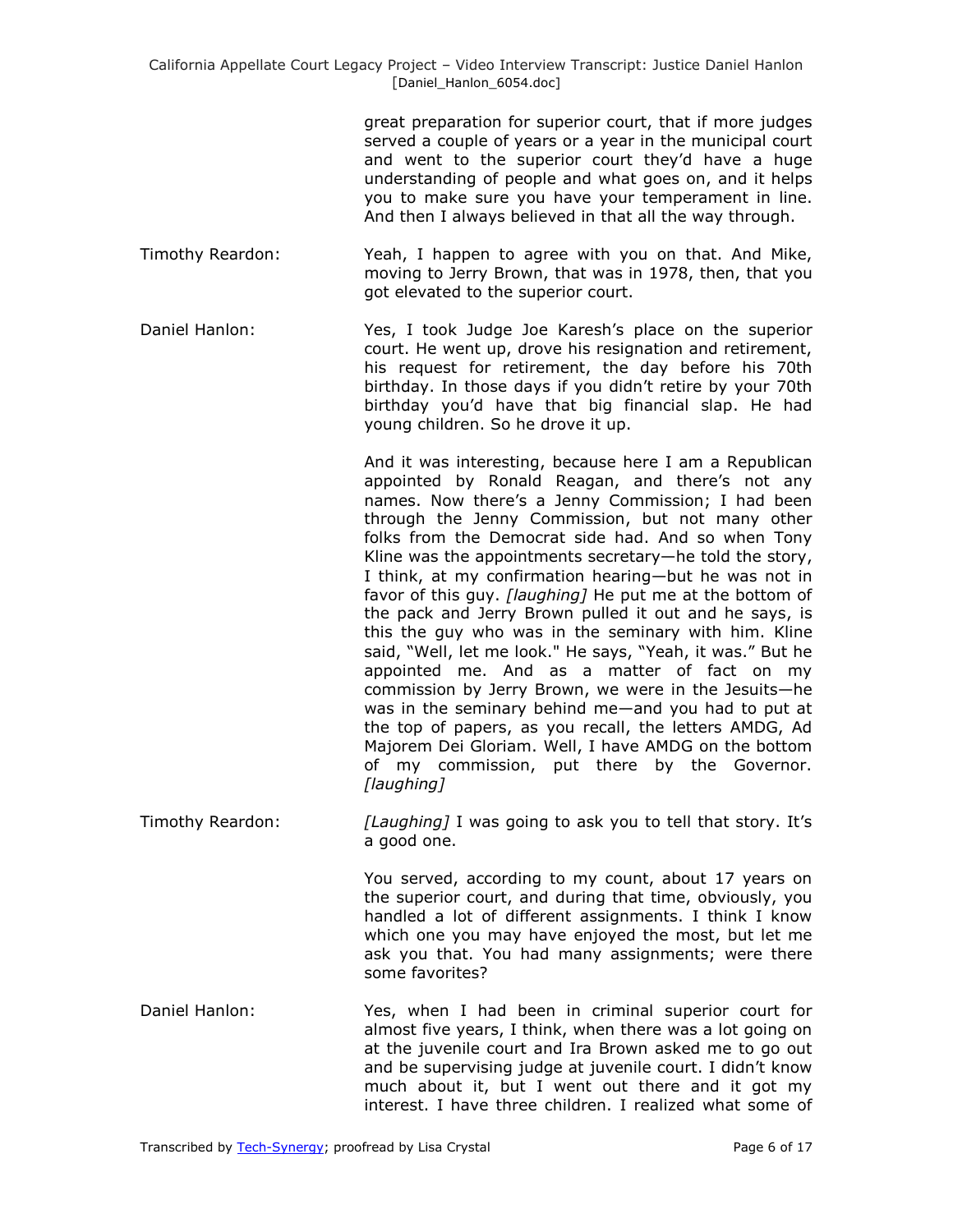great preparation for superior court, that if more judges served a couple of years or a year in the municipal court and went to the superior court they'd have a huge understanding of people and what goes on, and it helps you to make sure you have your temperament in line. And then I always believed in that all the way through.

Timothy Reardon: Yeah, I happen to agree with you on that. And Mike, moving to Jerry Brown, that was in 1978, then, that you got elevated to the superior court.

Daniel Hanlon: Yes, I took Judge Joe Karesh's place on the superior court. He went up, drove his resignation and retirement, his request for retirement, the day before his 70th birthday. In those days if you didn't retire by your 70th birthday you'd have that big financial slap. He had young children. So he drove it up.

And it was interesting, because here I am a Republican appointed by Ronald Reagan, and there's not any names. Now there's a Jenny Commission; I had been through the Jenny Commission, but not many other folks from the Democrat side had. And so when Tony Kline was the appointments secretary—he told the story, I think, at my confirmation hearing—but he was not in favor of this guy. *[laughing]* He put me at the bottom of the pack and Jerry Brown pulled it out and he says, is this the guy who was in the seminary with him. Kline said, "Well, let me look." He says, "Yeah, it was." But he appointed me. And as a matter of fact on my commission by Jerry Brown, we were in the Jesuits—he was in the seminary behind me—and you had to put at the top of papers, as you recall, the letters AMDG, Ad Majorem Dei Gloriam. Well, I have AMDG on the bottom of my commission, put there by the Governor. *[laughing]*

Timothy Reardon: *[Laughing]* I was going to ask you to tell that story. It's a good one.

You served, according to my count, about 17 years on the superior court, and during that time, obviously, you handled a lot of different assignments. I think I know which one you may have enjoyed the most, but let me ask you that. You had many assignments; were there some favorites?

Daniel Hanlon: Yes, when I had been in criminal superior court for almost five years, I think, when there was a lot going on at the juvenile court and Ira Brown asked me to go out and be supervising judge at juvenile court. I didn't know much about it, but I went out there and it got my interest. I have three children. I realized what some of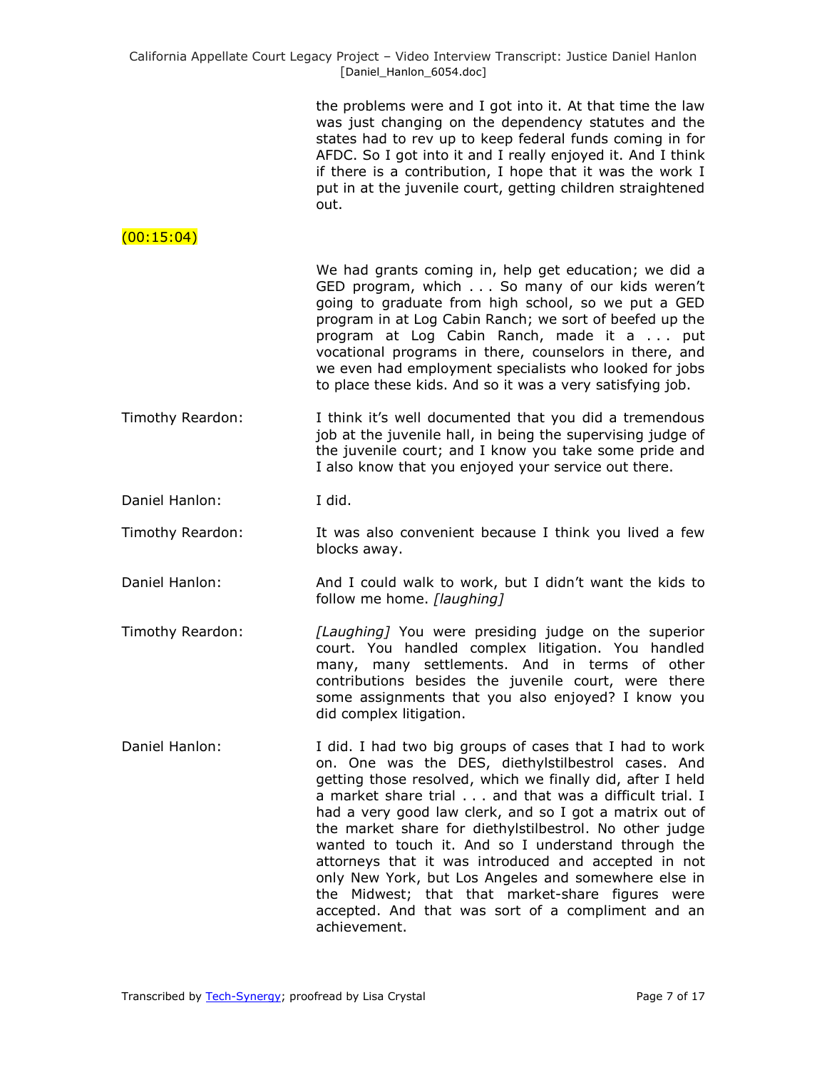the problems were and I got into it. At that time the law was just changing on the dependency statutes and the states had to rev up to keep federal funds coming in for AFDC. So I got into it and I really enjoyed it. And I think if there is a contribution, I hope that it was the work I put in at the juvenile court, getting children straightened out.

(00:15:04)

We had grants coming in, help get education; we did a GED program, which . . . So many of our kids weren't going to graduate from high school, so we put a GED program in at Log Cabin Ranch; we sort of beefed up the program at Log Cabin Ranch, made it a . . . put vocational programs in there, counselors in there, and we even had employment specialists who looked for jobs to place these kids. And so it was a very satisfying job.

Timothy Reardon: I think it's well documented that you did a tremendous job at the juvenile hall, in being the supervising judge of the juvenile court; and I know you take some pride and I also know that you enjoyed your service out there.

Daniel Hanlon: I did.

Timothy Reardon: It was also convenient because I think you lived a few blocks away.

Daniel Hanlon: And I could walk to work, but I didn't want the kids to follow me home. *[laughing]*

Timothy Reardon: *[Laughing]* You were presiding judge on the superior court. You handled complex litigation. You handled many, many settlements. And in terms of other contributions besides the juvenile court, were there some assignments that you also enjoyed? I know you did complex litigation.

Daniel Hanlon: I did. I had two big groups of cases that I had to work on. One was the DES, diethylstilbestrol cases. And getting those resolved, which we finally did, after I held a market share trial . . . and that was a difficult trial. I had a very good law clerk, and so I got a matrix out of the market share for diethylstilbestrol. No other judge wanted to touch it. And so I understand through the attorneys that it was introduced and accepted in not only New York, but Los Angeles and somewhere else in the Midwest; that that market-share figures were accepted. And that was sort of a compliment and an achievement.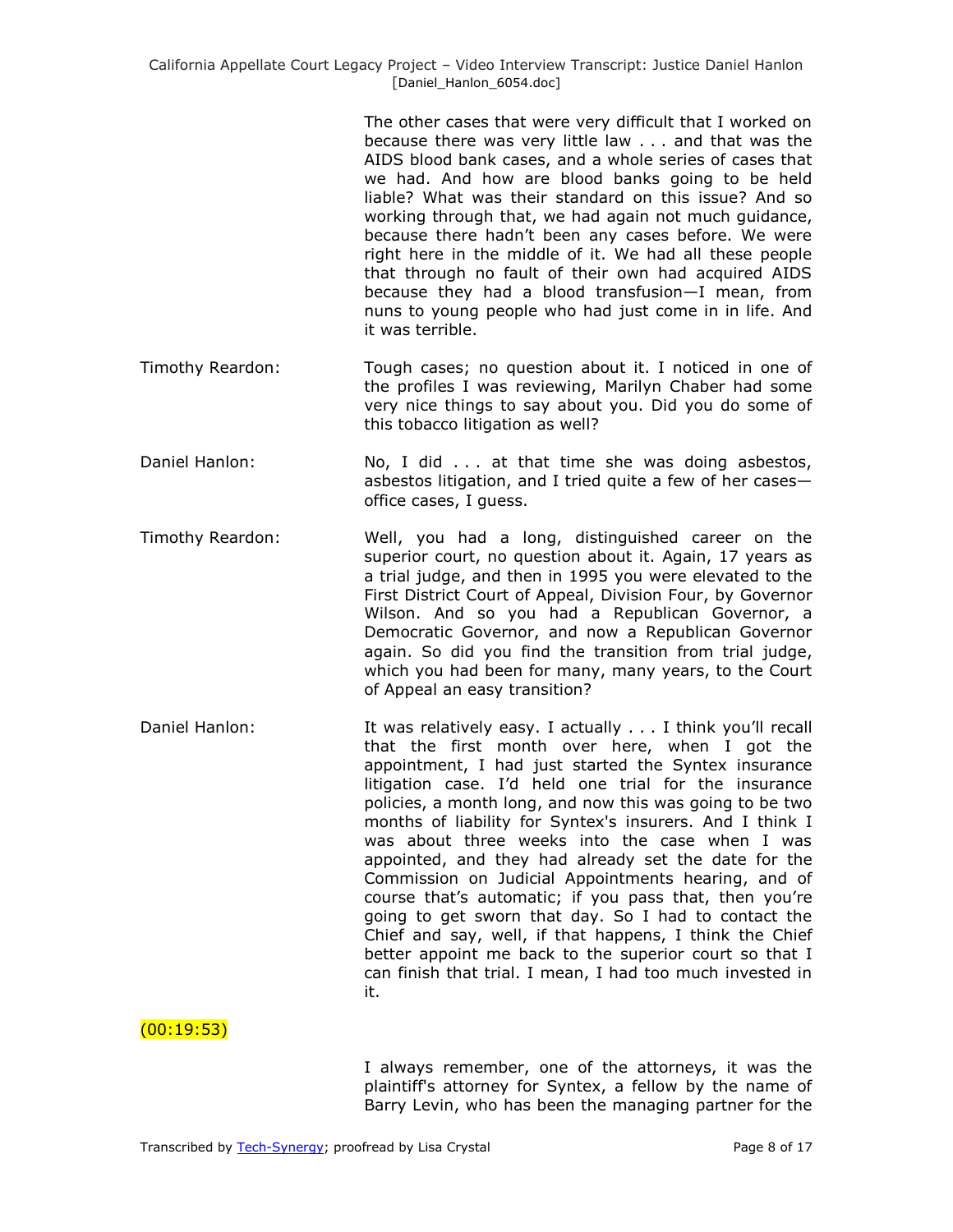The other cases that were very difficult that I worked on because there was very little law . . . and that was the AIDS blood bank cases, and a whole series of cases that we had. And how are blood banks going to be held liable? What was their standard on this issue? And so working through that, we had again not much guidance, because there hadn't been any cases before. We were right here in the middle of it. We had all these people that through no fault of their own had acquired AIDS because they had a blood transfusion—I mean, from nuns to young people who had just come in in life. And it was terrible.

**Timothy Reardon:** Tough cases; no question about it. I noticed in one of the profiles I was reviewing, Marilyn Chaber had some very nice things to say about you. Did you do some of this tobacco litigation as well?

**Daniel Hanlon:** No, I did . . . at that time she was doing asbestos, asbestos litigation, and I tried quite a few of her cases—office cases, I guess.

**Timothy Reardon:** Well, you had a long, distinguished career on the superior court, no question about it. Again, 17 years as a trial judge, and then in 1995 you were elevated to the First District Court of Appeal, Division Four, by Governor Wilson. And so you had a Republican Governor, a Democratic Governor, and now a Republican Governor again. So did you find the transition from trial judge, which you had been for many, many years, to the Court of Appeal an easy transition?

**Daniel Hanlon:** It was relatively easy. I actually . . . I think you'll recall that the first month over here, when I got the appointment, I had just started the Syntex insurance litigation case. I'd held one trial for the insurance policies, a month long, and now this was going to be two months of liability for Syntex's insurers. And I think I was about three weeks into the case when I was appointed, and they had already set the date for the Commission on Judicial Appointments hearing, and of course that's automatic; if you pass that, then you're going to get sworn that day. So I had to contact the Chief and say, well, if that happens, I think the Chief better appoint me back to the superior court so that I can finish that trial. I mean, I had too much invested in it.

(00:19:53)

I always remember, one of the attorneys, it was the plaintiff's attorney for Syntex, a fellow by the name of Barry Levin, who has been the managing partner for the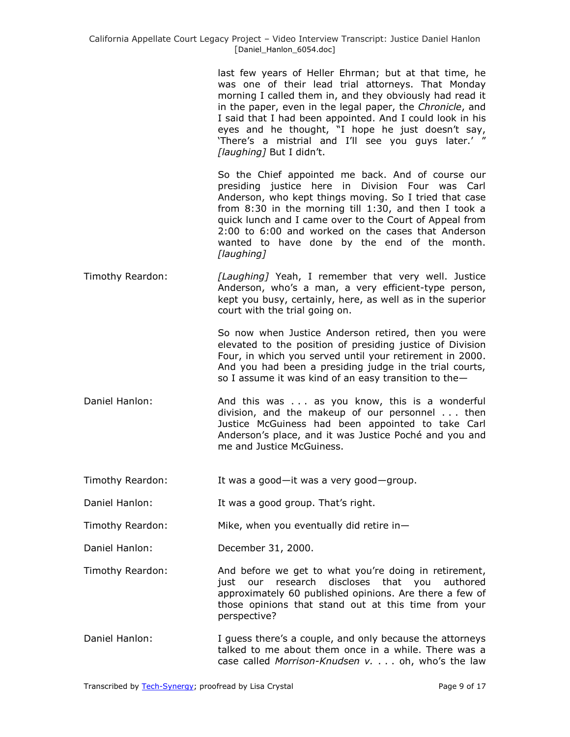last few years of Heller Ehrman; but at that time, he was one of their lead trial attorneys. That Monday morning I called them in, and they obviously had read it in the paper, even in the legal paper, the *Chronicle*, and I said that I had been appointed. And I could look in his eyes and he thought, "I hope he just doesn't say, 'There's a mistrial and I'll see you guys later.' " *[laughing]* But I didn't.

So the Chief appointed me back. And of course our presiding justice here in Division Four was Carl Anderson, who kept things moving. So I tried that case from 8:30 in the morning till 1:30, and then I took a quick lunch and I came over to the Court of Appeal from 2:00 to 6:00 and worked on the cases that Anderson wanted to have done by the end of the month. *[laughing]*

**Timothy Reardon:** *[Laughing]* Yeah, I remember that very well. Justice Anderson, who's a man, a very efficient-type person, kept you busy, certainly, here, as well as in the superior court with the trial going on.

So now when Justice Anderson retired, then you were elevated to the position of presiding justice of Division Four, in which you served until your retirement in 2000. And you had been a presiding judge in the trial courts, so I assume it was kind of an easy transition to the—

**Daniel Hanlon:** And this was . . . as you know, this is a wonderful division, and the makeup of our personnel . . . then Justice McGuiness had been appointed to take Carl Anderson's place, and it was Justice Poché and you and me and Justice McGuiness.

**Timothy Reardon:** It was a good—it was a very good—group.

**Daniel Hanlon:** It was a good group. That's right.

**Timothy Reardon:** Mike, when you eventually did retire in—

**Daniel Hanlon:** December 31, 2000.

**Timothy Reardon:** And before we get to what you're doing in retirement, just our research discloses that you authored approximately 60 published opinions. Are there a few of those opinions that stand out at this time from your perspective?

**Daniel Hanlon:** I guess there's a couple, and only because the attorneys talked to me about them once in a while. There was a case called *Morrison-Knudsen v.* . . . oh, who's the law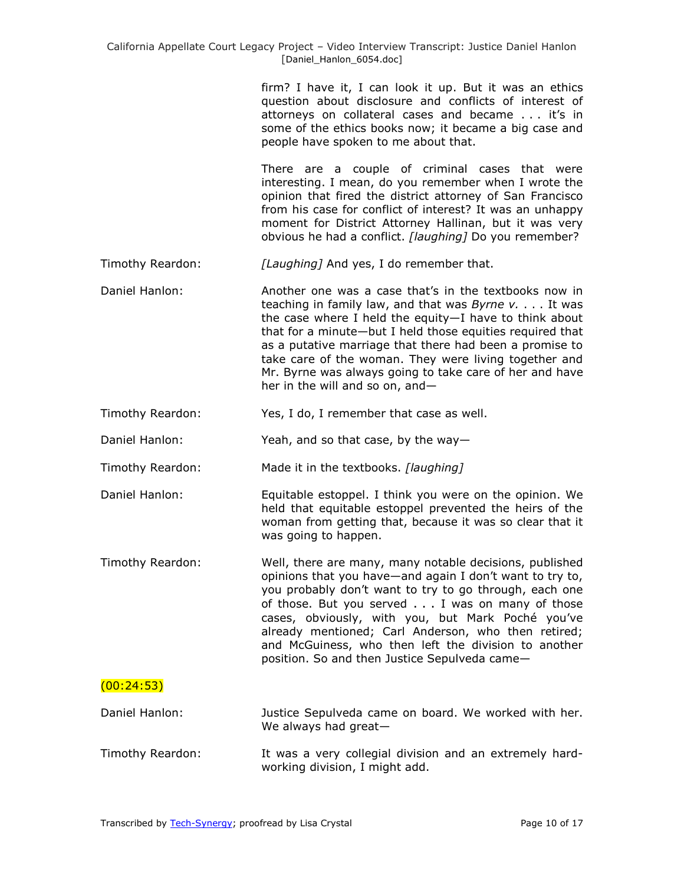firm? I have it, I can look it up. But it was an ethics question about disclosure and conflicts of interest of attorneys on collateral cases and became . . . it's in some of the ethics books now; it became a big case and people have spoken to me about that.

There are a couple of criminal cases that were interesting. I mean, do you remember when I wrote the opinion that fired the district attorney of San Francisco from his case for conflict of interest? It was an unhappy moment for District Attorney Hallinan, but it was very obvious he had a conflict. *[laughing]* Do you remember?

Timothy Reardon: *[Laughing]* And yes, I do remember that.

Daniel Hanlon: Another one was a case that's in the textbooks now in teaching in family law, and that was *Byrne v.* . . . It was the case where I held the equity—I have to think about that for a minute—but I held those equities required that as a putative marriage that there had been a promise to take care of the woman. They were living together and Mr. Byrne was always going to take care of her and have her in the will and so on, and—

Timothy Reardon: Yes, I do, I remember that case as well.

Daniel Hanlon: Yeah, and so that case, by the way—

Timothy Reardon: Made it in the textbooks. *[laughing]*

Daniel Hanlon: Equitable estoppel. I think you were on the opinion. We held that equitable estoppel prevented the heirs of the woman from getting that, because it was so clear that it was going to happen.

Timothy Reardon: Well, there are many, many notable decisions, published opinions that you have—and again I don't want to try to, you probably don't want to try to go through, each one of those. But you served . . . I was on many of those cases, obviously, with you, but Mark Poché you've already mentioned; Carl Anderson, who then retired; and McGuiness, who then left the division to another position. So and then Justice Sepulveda came—

(00:24:53)

Daniel Hanlon: Justice Sepulveda came on board. We worked with her. We always had great—

Timothy Reardon: It was a very collegial division and an extremely hard-working division, I might add.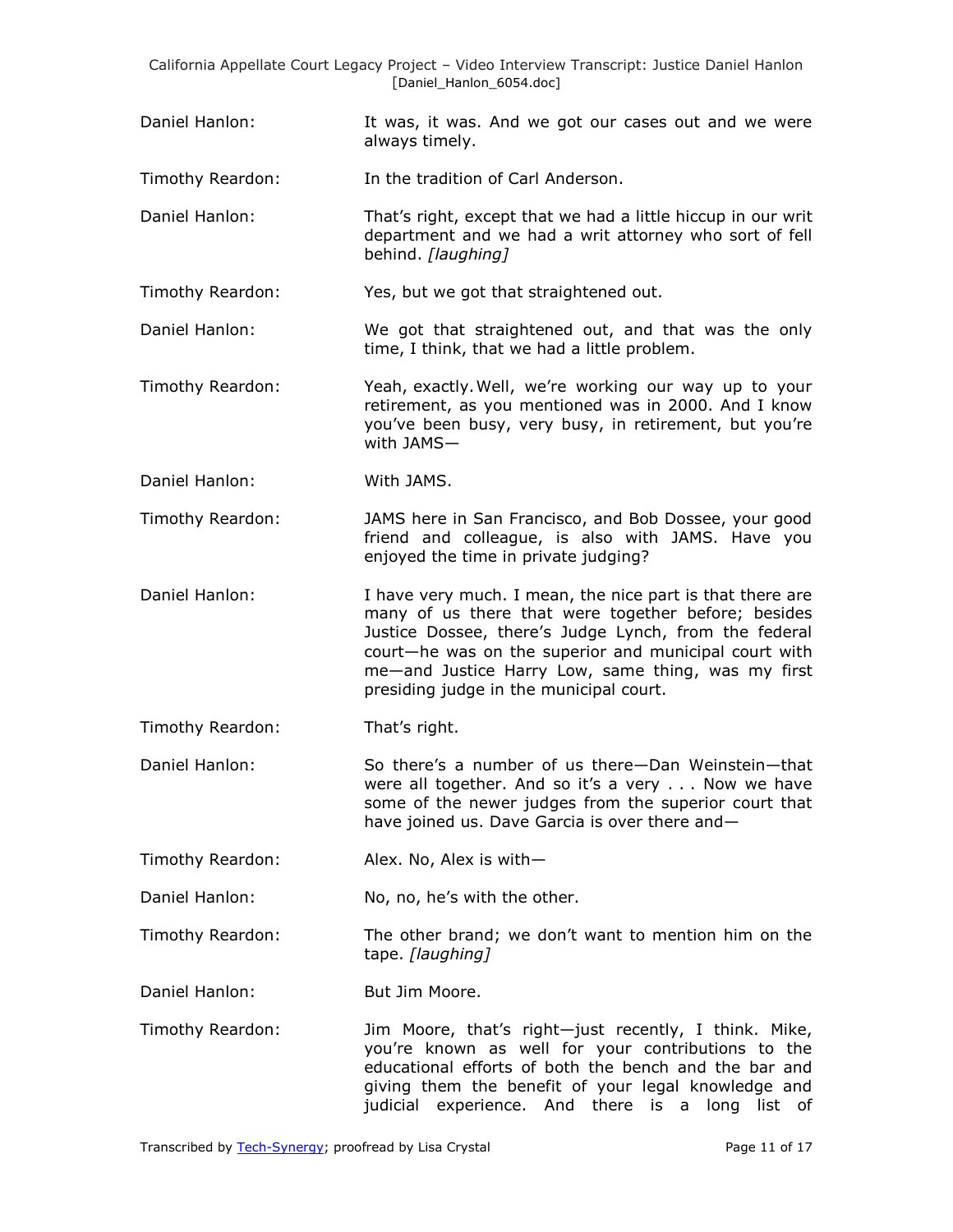Daniel Hanlon: It was, it was. And we got our cases out and we were always timely.

Timothy Reardon: In the tradition of Carl Anderson.

Daniel Hanlon: That's right, except that we had a little hiccup in our writ department and we had a writ attorney who sort of fell behind. *[laughing]*

Timothy Reardon: Yes, but we got that straightened out.

Daniel Hanlon: We got that straightened out, and that was the only time, I think, that we had a little problem.

Timothy Reardon: Yeah, exactly. Well, we're working our way up to your retirement, as you mentioned was in 2000. And I know you've been busy, very busy, in retirement, but you're with JAMS—

Daniel Hanlon: With JAMS.

Timothy Reardon: JAMS here in San Francisco, and Bob Dossee, your good friend and colleague, is also with JAMS. Have you enjoyed the time in private judging?

Daniel Hanlon: I have very much. I mean, the nice part is that there are many of us there that were together before; besides Justice Dossee, there's Judge Lynch, from the federal court—he was on the superior and municipal court with me—and Justice Harry Low, same thing, was my first presiding judge in the municipal court.

Timothy Reardon: That's right.

Daniel Hanlon: So there's a number of us there—Dan Weinstein—that were all together. And so it's a very . . . Now we have some of the newer judges from the superior court that have joined us. Dave Garcia is over there and—

Timothy Reardon: Alex. No, Alex is with—

Daniel Hanlon: No, no, he's with the other.

Timothy Reardon: The other brand; we don't want to mention him on the tape. *[laughing]*

Daniel Hanlon: But Jim Moore.

Timothy Reardon: Jim Moore, that's right—just recently, I think. Mike, you're known as well for your contributions to the educational efforts of both the bench and the bar and giving them the benefit of your legal knowledge and judicial experience. And there is a long list of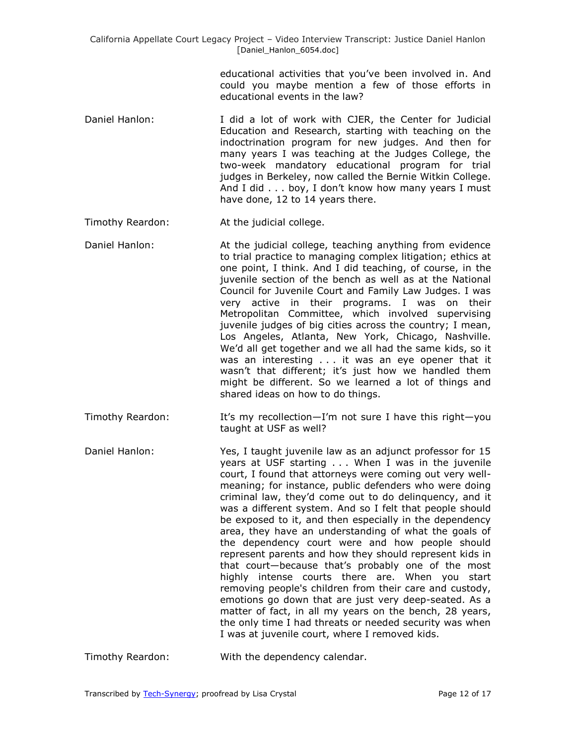educational activities that you've been involved in. And could you maybe mention a few of those efforts in educational events in the law?

**Daniel Hanlon:** I did a lot of work with CJER, the Center for Judicial Education and Research, starting with teaching on the indoctrination program for new judges. And then for many years I was teaching at the Judges College, the two-week mandatory educational program for trial judges in Berkeley, now called the Bernie Witkin College. And I did . . . boy, I don't know how many years I must have done, 12 to 14 years there.

**Timothy Reardon:** At the judicial college.

**Daniel Hanlon:** At the judicial college, teaching anything from evidence to trial practice to managing complex litigation; ethics at one point, I think. And I did teaching, of course, in the juvenile section of the bench as well as at the National Council for Juvenile Court and Family Law Judges. I was very active in their programs. I was on their Metropolitan Committee, which involved supervising juvenile judges of big cities across the country; I mean, Los Angeles, Atlanta, New York, Chicago, Nashville. We'd all get together and we all had the same kids, so it was an interesting . . . it was an eye opener that it wasn't that different; it's just how we handled them might be different. So we learned a lot of things and shared ideas on how to do things.

**Timothy Reardon:** It's my recollection—I'm not sure I have this right—you taught at USF as well?

**Daniel Hanlon:** Yes, I taught juvenile law as an adjunct professor for 15 years at USF starting . . . When I was in the juvenile court, I found that attorneys were coming out very well-meaning; for instance, public defenders who were doing criminal law, they'd come out to do delinquency, and it was a different system. And so I felt that people should be exposed to it, and then especially in the dependency area, they have an understanding of what the goals of the dependency court were and how people should represent parents and how they should represent kids in that court—because that's probably one of the most highly intense courts there are. When you start removing people's children from their care and custody, emotions go down that are just very deep-seated. As a matter of fact, in all my years on the bench, 28 years, the only time I had threats or needed security was when I was at juvenile court, where I removed kids.

**Timothy Reardon:** With the dependency calendar.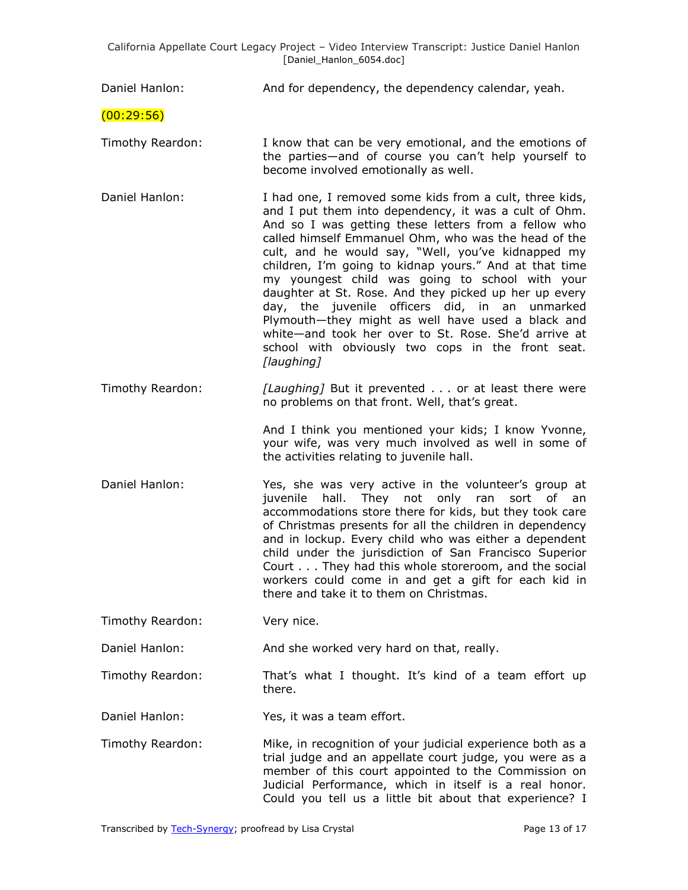Daniel Hanlon: And for dependency, the dependency calendar, yeah.

(00:29:56)

Timothy Reardon: I know that can be very emotional, and the emotions of the parties—and of course you can't help yourself to become involved emotionally as well.

Daniel Hanlon: I had one, I removed some kids from a cult, three kids, and I put them into dependency, it was a cult of Ohm. And so I was getting these letters from a fellow who called himself Emmanuel Ohm, who was the head of the cult, and he would say, "Well, you've kidnapped my children, I'm going to kidnap yours." And at that time my youngest child was going to school with your daughter at St. Rose. And they picked up her up every day, the juvenile officers did, in an unmarked Plymouth—they might as well have used a black and white—and took her over to St. Rose. She'd arrive at school with obviously two cops in the front seat. *[laughing]*

Timothy Reardon: *[Laughing]* But it prevented . . . or at least there were no problems on that front. Well, that's great.

And I think you mentioned your kids; I know Yvonne, your wife, was very much involved as well in some of the activities relating to juvenile hall.

Daniel Hanlon: Yes, she was very active in the volunteer's group at juvenile hall. They not only ran sort of an accommodations store there for kids, but they took care of Christmas presents for all the children in dependency and in lockup. Every child who was either a dependent child under the jurisdiction of San Francisco Superior Court . . . They had this whole storeroom, and the social workers could come in and get a gift for each kid in there and take it to them on Christmas.

Timothy Reardon: Very nice.

Daniel Hanlon: And she worked very hard on that, really.

Timothy Reardon: That's what I thought. It's kind of a team effort up there.

Daniel Hanlon: Yes, it was a team effort.

Timothy Reardon: Mike, in recognition of your judicial experience both as a trial judge and an appellate court judge, you were as a member of this court appointed to the Commission on Judicial Performance, which in itself is a real honor. Could you tell us a little bit about that experience? I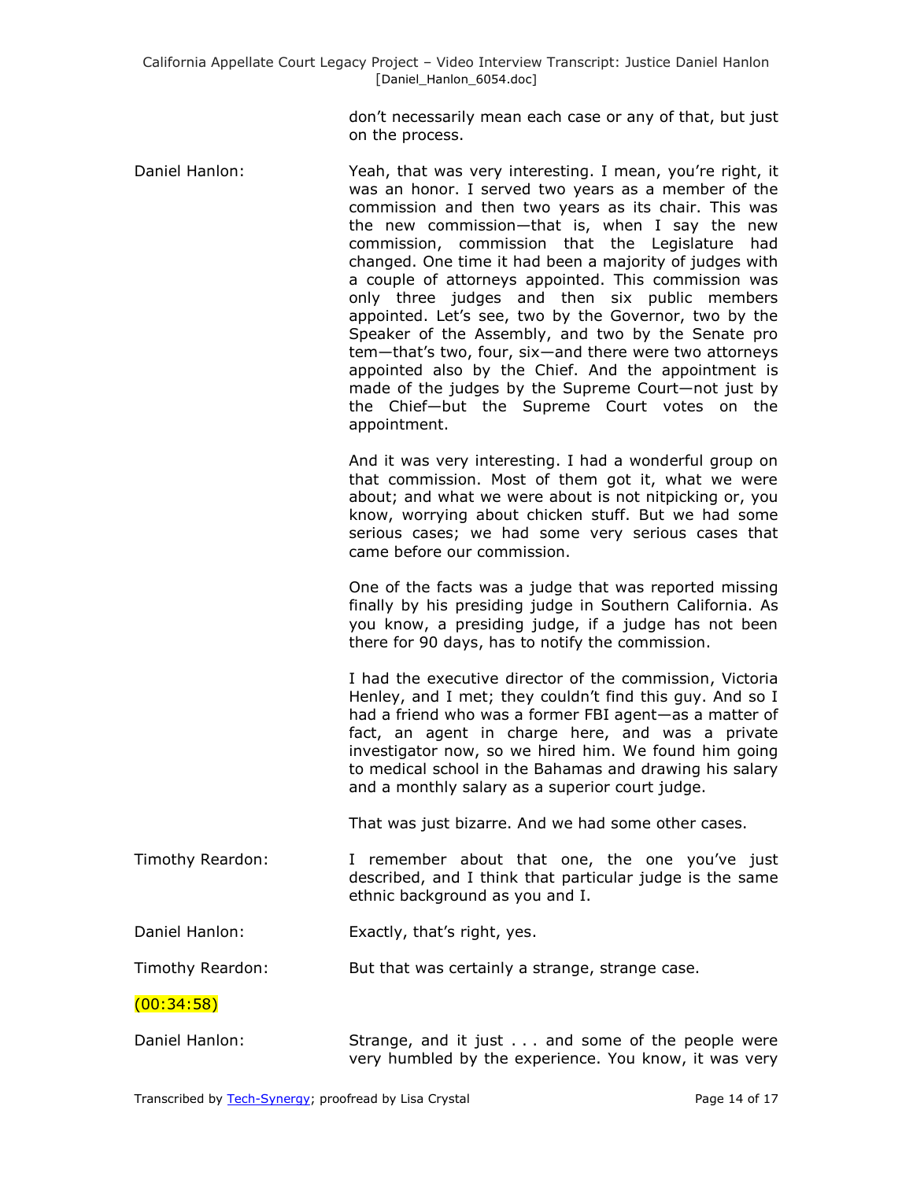don't necessarily mean each case or any of that, but just on the process.

Daniel Hanlon: Yeah, that was very interesting. I mean, you're right, it was an honor. I served two years as a member of the commission and then two years as its chair. This was the new commission—that is, when I say the new commission, commission that the Legislature had changed. One time it had been a majority of judges with a couple of attorneys appointed. This commission was only three judges and then six public members appointed. Let's see, two by the Governor, two by the Speaker of the Assembly, and two by the Senate pro tem—that's two, four, six—and there were two attorneys appointed also by the Chief. And the appointment is made of the judges by the Supreme Court—not just by the Chief—but the Supreme Court votes on the appointment.

And it was very interesting. I had a wonderful group on that commission. Most of them got it, what we were about; and what we were about is not nitpicking or, you know, worrying about chicken stuff. But we had some serious cases; we had some very serious cases that came before our commission.

One of the facts was a judge that was reported missing finally by his presiding judge in Southern California. As you know, a presiding judge, if a judge has not been there for 90 days, has to notify the commission.

I had the executive director of the commission, Victoria Henley, and I met; they couldn't find this guy. And so I had a friend who was a former FBI agent—as a matter of fact, an agent in charge here, and was a private investigator now, so we hired him. We found him going to medical school in the Bahamas and drawing his salary and a monthly salary as a superior court judge.

That was just bizarre. And we had some other cases.

Timothy Reardon: I remember about that one, the one you've just described, and I think that particular judge is the same ethnic background as you and I.

Daniel Hanlon: Exactly, that's right, yes.

Timothy Reardon: But that was certainly a strange, strange case.

(00:34:58)

Daniel Hanlon: Strange, and it just . . . and some of the people were very humbled by the experience. You know, it was very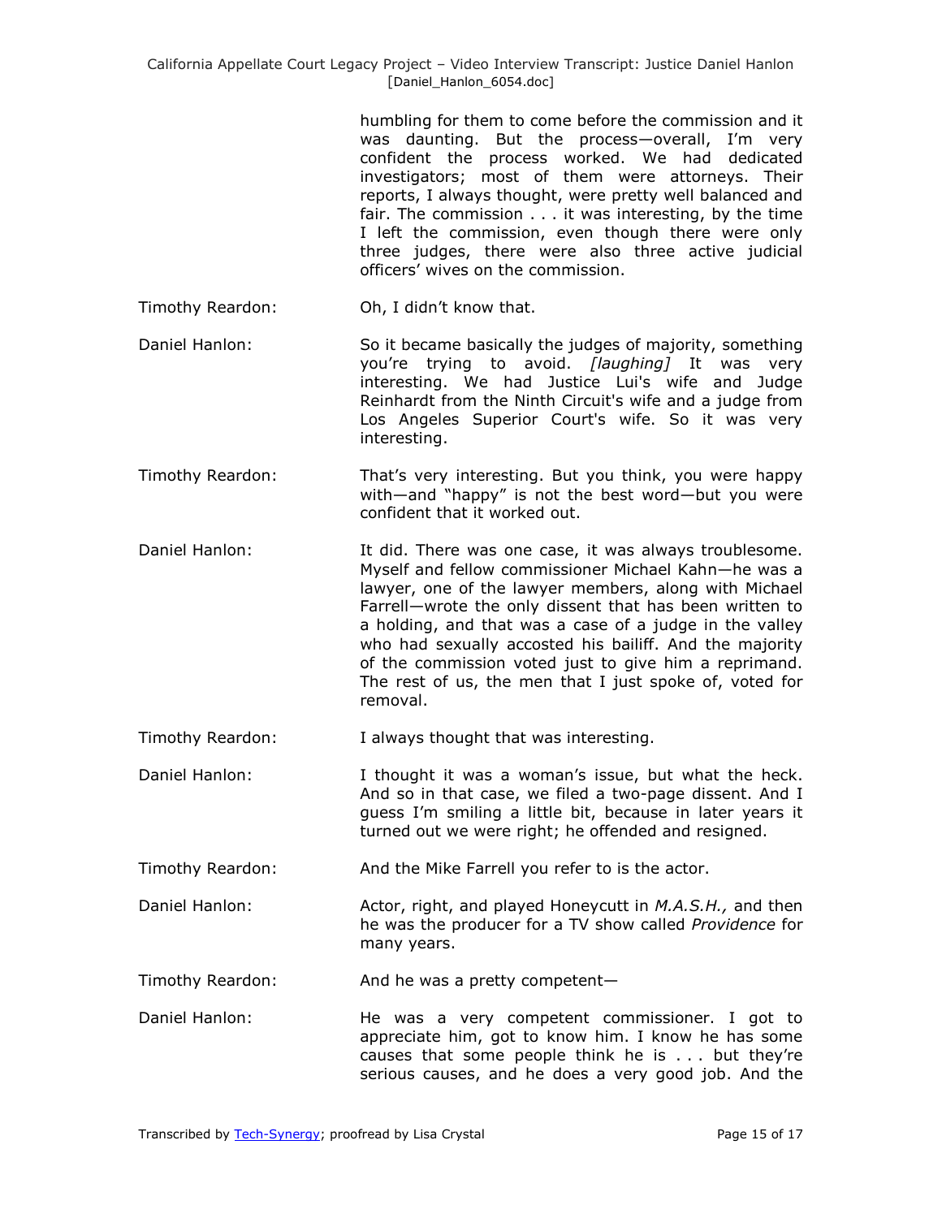humbling for them to come before the commission and it was daunting. But the process—overall, I'm very confident the process worked. We had dedicated investigators; most of them were attorneys. Their reports, I always thought, were pretty well balanced and fair. The commission . . . it was interesting, by the time I left the commission, even though there were only three judges, there were also three active judicial officers' wives on the commission.

Timothy Reardon: Oh, I didn't know that.

Daniel Hanlon: So it became basically the judges of majority, something you're trying to avoid. *[laughing]* It was very interesting. We had Justice Lui's wife and Judge Reinhardt from the Ninth Circuit's wife and a judge from Los Angeles Superior Court's wife. So it was very interesting.

Timothy Reardon: That's very interesting. But you think, you were happy with—and "happy" is not the best word—but you were confident that it worked out.

Daniel Hanlon: It did. There was one case, it was always troublesome. Myself and fellow commissioner Michael Kahn—he was a lawyer, one of the lawyer members, along with Michael Farrell—wrote the only dissent that has been written to a holding, and that was a case of a judge in the valley who had sexually accosted his bailiff. And the majority of the commission voted just to give him a reprimand. The rest of us, the men that I just spoke of, voted for removal.

Timothy Reardon: I always thought that was interesting.

Daniel Hanlon: I thought it was a woman's issue, but what the heck. And so in that case, we filed a two-page dissent. And I guess I'm smiling a little bit, because in later years it turned out we were right; he offended and resigned.

Timothy Reardon: And the Mike Farrell you refer to is the actor.

Daniel Hanlon: Actor, right, and played Honeycutt in *M.A.S.H.,* and then he was the producer for a TV show called *Providence* for many years.

Timothy Reardon: And he was a pretty competent—

Daniel Hanlon: He was a very competent commissioner. I got to appreciate him, got to know him. I know he has some causes that some people think he is . . . but they're serious causes, and he does a very good job. And the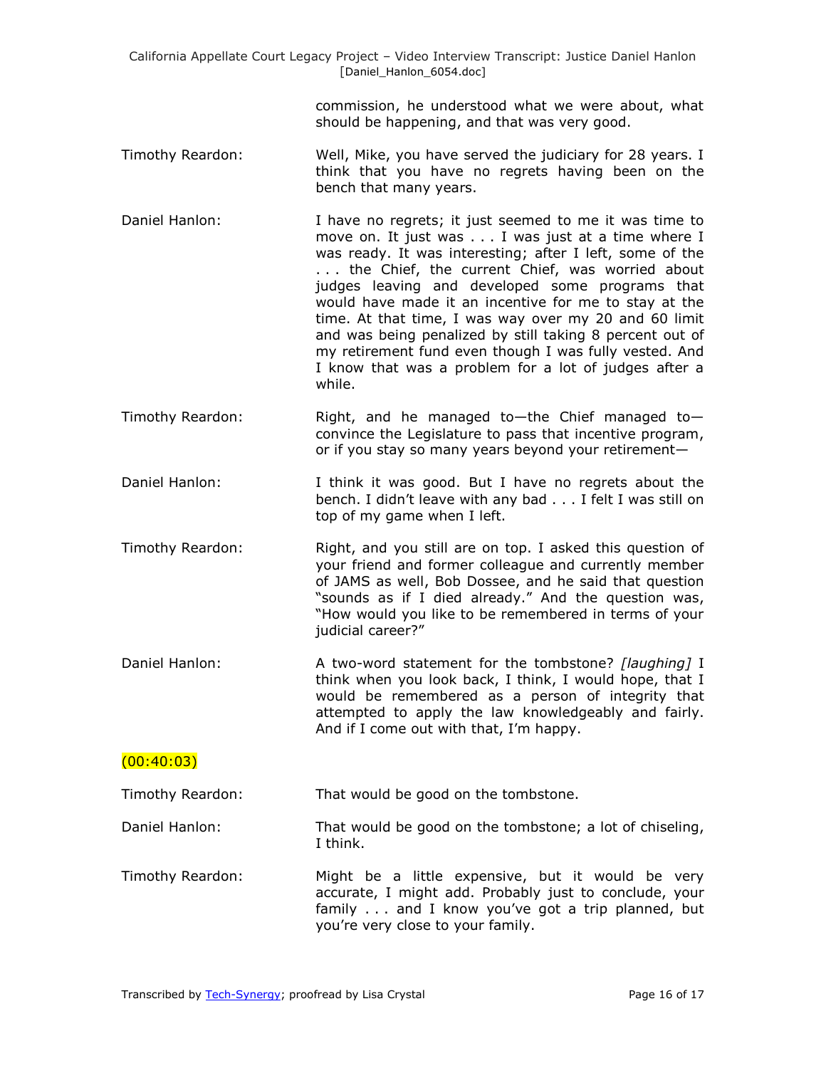commission, he understood what we were about, what should be happening, and that was very good.

Timothy Reardon: Well, Mike, you have served the judiciary for 28 years. I think that you have no regrets having been on the bench that many years.

Daniel Hanlon: I have no regrets; it just seemed to me it was time to move on. It just was . . . I was just at a time where I was ready. It was interesting; after I left, some of the . . . the Chief, the current Chief, was worried about judges leaving and developed some programs that would have made it an incentive for me to stay at the time. At that time, I was way over my 20 and 60 limit and was being penalized by still taking 8 percent out of my retirement fund even though I was fully vested. And I know that was a problem for a lot of judges after a while.

Timothy Reardon: Right, and he managed to—the Chief managed to—convince the Legislature to pass that incentive program, or if you stay so many years beyond your retirement—

Daniel Hanlon: I think it was good. But I have no regrets about the bench. I didn't leave with any bad . . . I felt I was still on top of my game when I left.

Timothy Reardon: Right, and you still are on top. I asked this question of your friend and former colleague and currently member of JAMS as well, Bob Dossee, and he said that question "sounds as if I died already." And the question was, "How would you like to be remembered in terms of your judicial career?"

Daniel Hanlon: A two-word statement for the tombstone? *[laughing]* I think when you look back, I think, I would hope, that I would be remembered as a person of integrity that attempted to apply the law knowledgeably and fairly. And if I come out with that, I'm happy.

(00:40:03)

Timothy Reardon: That would be good on the tombstone.

Daniel Hanlon: That would be good on the tombstone; a lot of chiseling, I think.

Timothy Reardon: Might be a little expensive, but it would be very accurate, I might add. Probably just to conclude, your family . . . and I know you've got a trip planned, but you're very close to your family.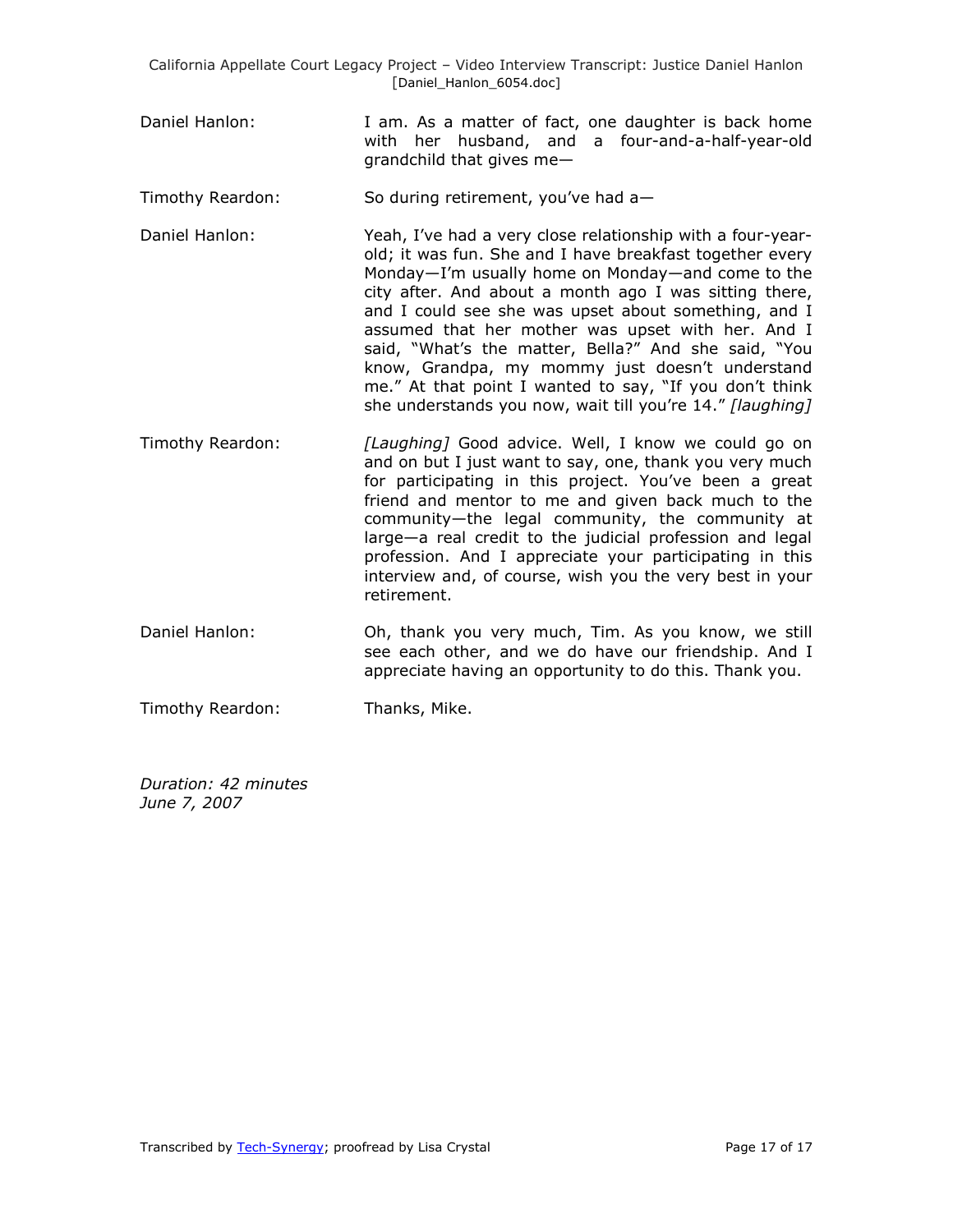Daniel Hanlon: I am. As a matter of fact, one daughter is back home with her husband, and a four-and-a-half-year-old grandchild that gives me—

Timothy Reardon: So during retirement, you've had a—

Daniel Hanlon: Yeah, I've had a very close relationship with a four-year-old; it was fun. She and I have breakfast together every Monday—I'm usually home on Monday—and come to the city after. And about a month ago I was sitting there, and I could see she was upset about something, and I assumed that her mother was upset with her. And I said, "What's the matter, Bella?" And she said, "You know, Grandpa, my mommy just doesn't understand me." At that point I wanted to say, "If you don't think she understands you now, wait till you're 14." *[laughing]*

Timothy Reardon: *[Laughing]* Good advice. Well, I know we could go on and on but I just want to say, one, thank you very much for participating in this project. You've been a great friend and mentor to me and given back much to the community—the legal community, the community at large—a real credit to the judicial profession and legal profession. And I appreciate your participating in this interview and, of course, wish you the very best in your retirement.

Daniel Hanlon: Oh, thank you very much, Tim. As you know, we still see each other, and we do have our friendship. And I appreciate having an opportunity to do this. Thank you.

Timothy Reardon: Thanks, Mike.

*Duration: 42 minutes*
*June 7, 2007*

Transcribed by Tech-Synergy; proofread by Lisa Crystal